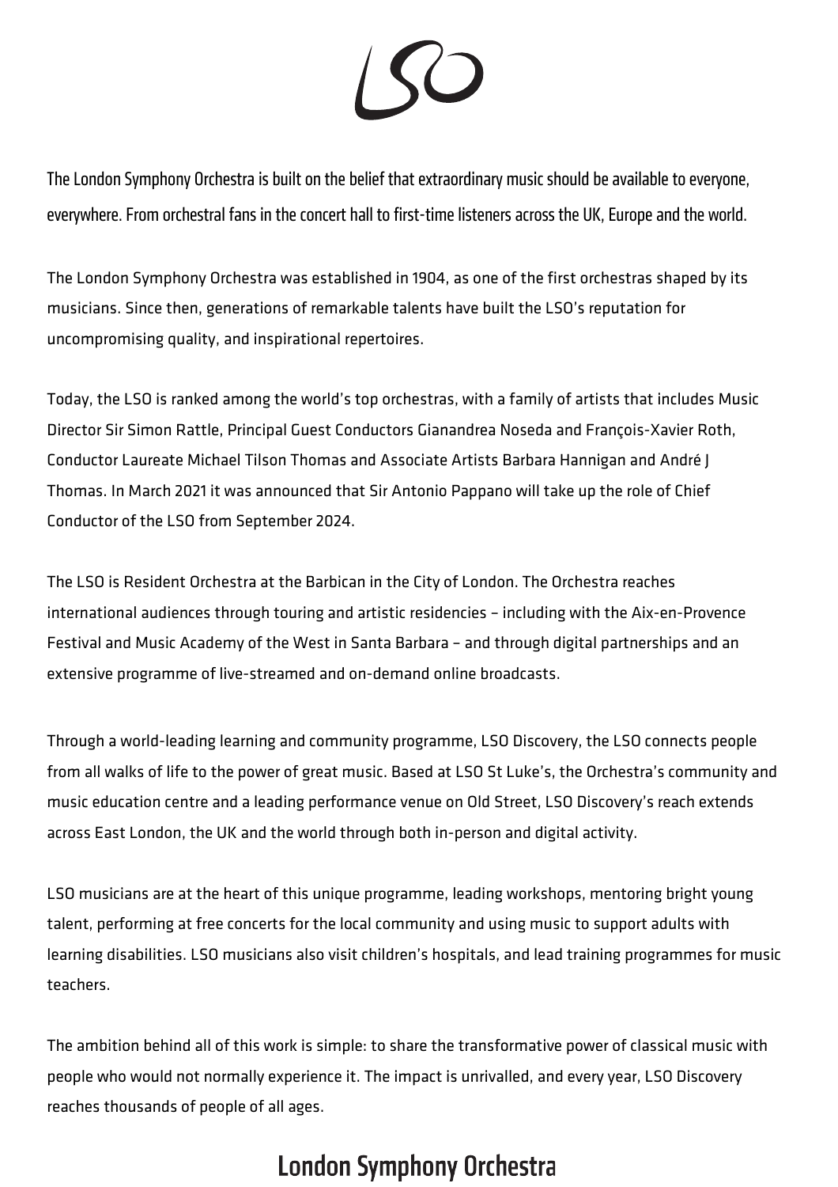The London Symphony Orchestra is built on the belief that extraordinary music should be available to everyone, everywhere. From orchestral fans in the concert hall to first-time listeners across the UK, Europe and the world.

The London Symphony Orchestra was established in 1904, as one of the first orchestras shaped by its musicians. Since then, generations of remarkable talents have built the LSO's reputation for uncompromising quality, and inspirational repertoires.

Today, the LSO is ranked among the world's top orchestras, with a family of artists that includes Music Director Sir Simon Rattle, Principal Guest Conductors Gianandrea Noseda and François-Xavier Roth, Conductor Laureate Michael Tilson Thomas and Associate Artists Barbara Hannigan and André J Thomas. In March 2021 it was announced that Sir Antonio Pappano will take up the role of Chief Conductor of the LSO from September 2024.

The LSO is Resident Orchestra at the Barbican in the City of London. The Orchestra reaches international audiences through touring and artistic residencies – including with the Aix-en-Provence Festival and Music Academy of the West in Santa Barbara – and through digital partnerships and an extensive programme of live-streamed and on-demand online broadcasts.

Through a world-leading learning and community programme, LSO Discovery, the LSO connects people from all walks of life to the power of great music. Based at LSO St Luke's, the Orchestra's community and music education centre and a leading performance venue on Old Street, LSO Discovery's reach extends across East London, the UK and the world through both in-person and digital activity.

LSO musicians are at the heart of this unique programme, leading workshops, mentoring bright young talent, performing at free concerts for the local community and using music to support adults with learning disabilities. LSO musicians also visit children's hospitals, and lead training programmes for music teachers.

The ambition behind all of this work is simple: to share the transformative power of classical music with people who would not normally experience it. The impact is unrivalled, and every year, LSO Discovery reaches thousands of people of all ages.

London Symphony Orchestra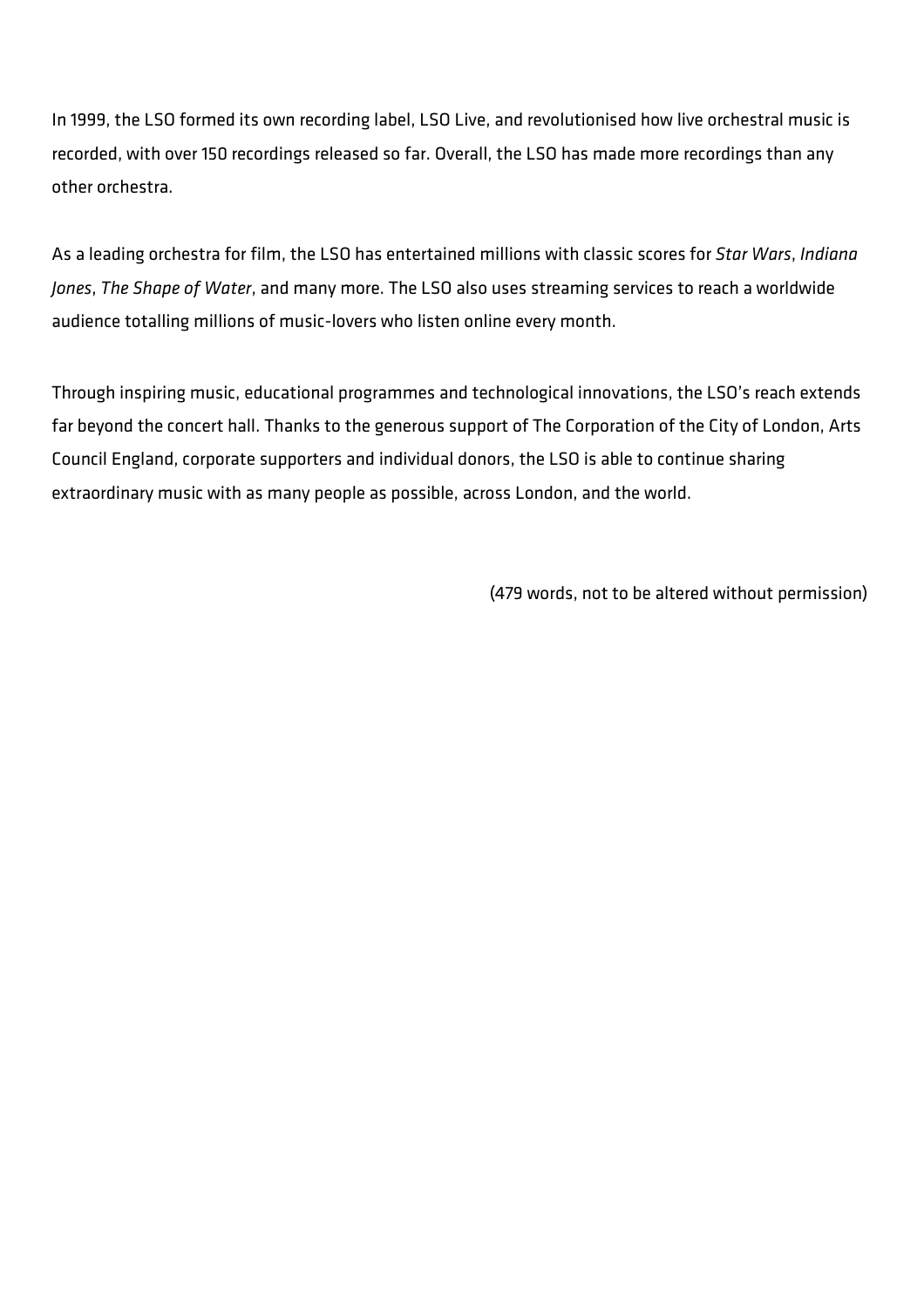In 1999, the LSO formed its own recording label, LSO Live, and revolutionised how live orchestral music is recorded, with over 150 recordings released so far. Overall, the LSO has made more recordings than any other orchestra.

As a leading orchestra for film, the LSO has entertained millions with classic scores for *Star Wars*, *Indiana Jones*, *The Shape of Water*, and many more. The LSO also uses streaming services to reach a worldwide audience totalling millions of music-lovers who listen online every month.

Through inspiring music, educational programmes and technological innovations, the LSO's reach extends far beyond the concert hall. Thanks to the generous support of The Corporation of the City of London, Arts Council England, corporate supporters and individual donors, the LSO is able to continue sharing extraordinary music with as many people as possible, across London, and the world.

(479 words, not to be altered without permission)